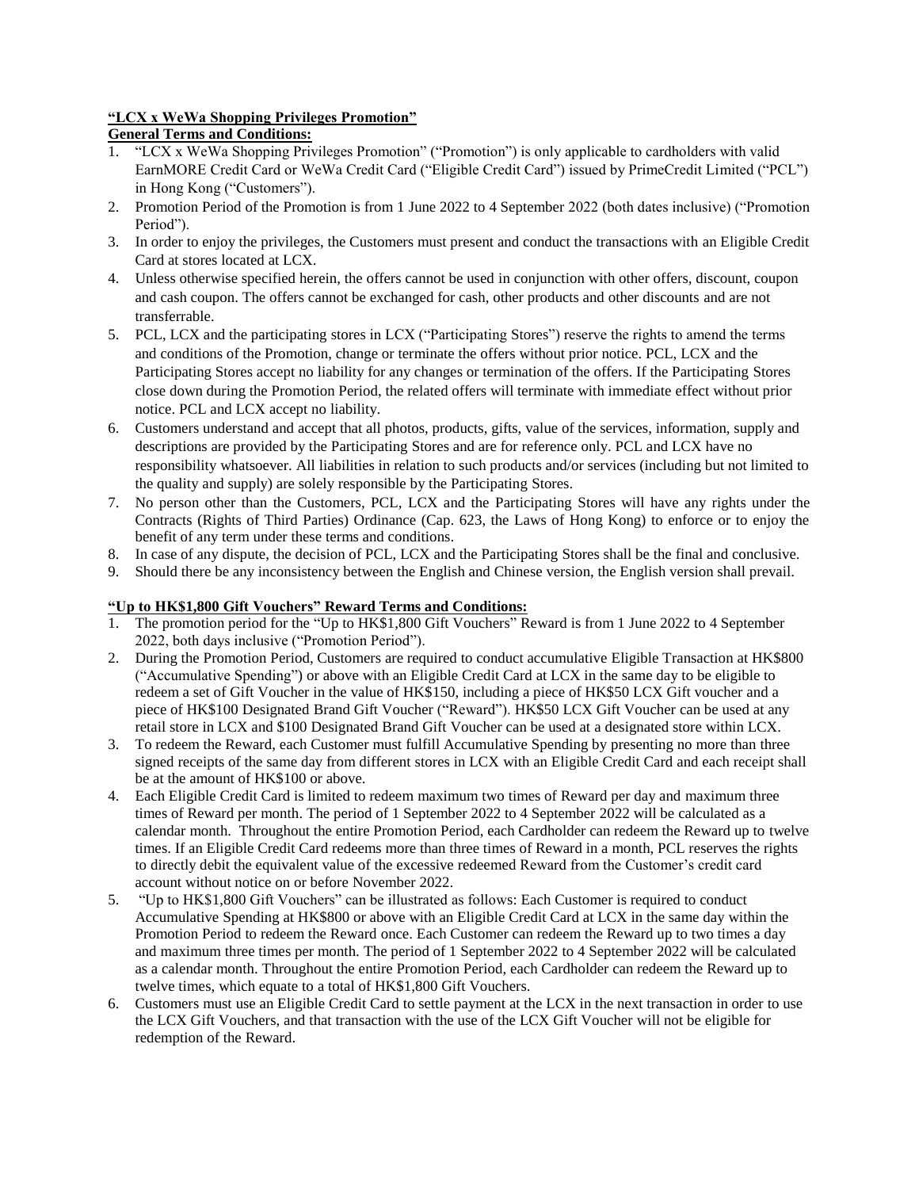**"LCX x WeWa Shopping Privileges Promotion"**

**General Terms and Conditions:**

1. "LCX x WeWa Shopping Privileges Promotion" ("Promotion") is only applicable to cardholders with valid EarnMORE Credit Card or WeWa Credit Card ("Eligible Credit Card") issued by PrimeCredit Limited ("PCL") in Hong Kong ("Customers").
2. Promotion Period of the Promotion is from 1 June 2022 to 4 September 2022 (both dates inclusive) ("Promotion Period").
3. In order to enjoy the privileges, the Customers must present and conduct the transactions with an Eligible Credit Card at stores located at LCX.
4. Unless otherwise specified herein, the offers cannot be used in conjunction with other offers, discount, coupon and cash coupon. The offers cannot be exchanged for cash, other products and other discounts and are not transferrable.
5. PCL, LCX and the participating stores in LCX ("Participating Stores") reserve the rights to amend the terms and conditions of the Promotion, change or terminate the offers without prior notice. PCL, LCX and the Participating Stores accept no liability for any changes or termination of the offers. If the Participating Stores close down during the Promotion Period, the related offers will terminate with immediate effect without prior notice. PCL and LCX accept no liability.
6. Customers understand and accept that all photos, products, gifts, value of the services, information, supply and descriptions are provided by the Participating Stores and are for reference only. PCL and LCX have no responsibility whatsoever. All liabilities in relation to such products and/or services (including but not limited to the quality and supply) are solely responsible by the Participating Stores.
7. No person other than the Customers, PCL, LCX and the Participating Stores will have any rights under the Contracts (Rights of Third Parties) Ordinance (Cap. 623, the Laws of Hong Kong) to enforce or to enjoy the benefit of any term under these terms and conditions.
8. In case of any dispute, the decision of PCL, LCX and the Participating Stores shall be the final and conclusive.
9. Should there be any inconsistency between the English and Chinese version, the English version shall prevail.

**"Up to HK$1,800 Gift Vouchers" Reward Terms and Conditions:**

1. The promotion period for the "Up to HK$1,800 Gift Vouchers" Reward is from 1 June 2022 to 4 September 2022, both days inclusive ("Promotion Period").
2. During the Promotion Period, Customers are required to conduct accumulative Eligible Transaction at HK$800 ("Accumulative Spending") or above with an Eligible Credit Card at LCX in the same day to be eligible to redeem a set of Gift Voucher in the value of HK$150, including a piece of HK$50 LCX Gift voucher and a piece of HK$100 Designated Brand Gift Voucher ("Reward"). HK$50 LCX Gift Voucher can be used at any retail store in LCX and $100 Designated Brand Gift Voucher can be used at a designated store within LCX.
3. To redeem the Reward, each Customer must fulfill Accumulative Spending by presenting no more than three signed receipts of the same day from different stores in LCX with an Eligible Credit Card and each receipt shall be at the amount of HK$100 or above.
4. Each Eligible Credit Card is limited to redeem maximum two times of Reward per day and maximum three times of Reward per month. The period of 1 September 2022 to 4 September 2022 will be calculated as a calendar month. Throughout the entire Promotion Period, each Cardholder can redeem the Reward up to twelve times. If an Eligible Credit Card redeems more than three times of Reward in a month, PCL reserves the rights to directly debit the equivalent value of the excessive redeemed Reward from the Customer's credit card account without notice on or before November 2022.
5. "Up to HK$1,800 Gift Vouchers" can be illustrated as follows: Each Customer is required to conduct Accumulative Spending at HK$800 or above with an Eligible Credit Card at LCX in the same day within the Promotion Period to redeem the Reward once. Each Customer can redeem the Reward up to two times a day and maximum three times per month. The period of 1 September 2022 to 4 September 2022 will be calculated as a calendar month. Throughout the entire Promotion Period, each Cardholder can redeem the Reward up to twelve times, which equate to a total of HK$1,800 Gift Vouchers.
6. Customers must use an Eligible Credit Card to settle payment at the LCX in the next transaction in order to use the LCX Gift Vouchers, and that transaction with the use of the LCX Gift Voucher will not be eligible for redemption of the Reward.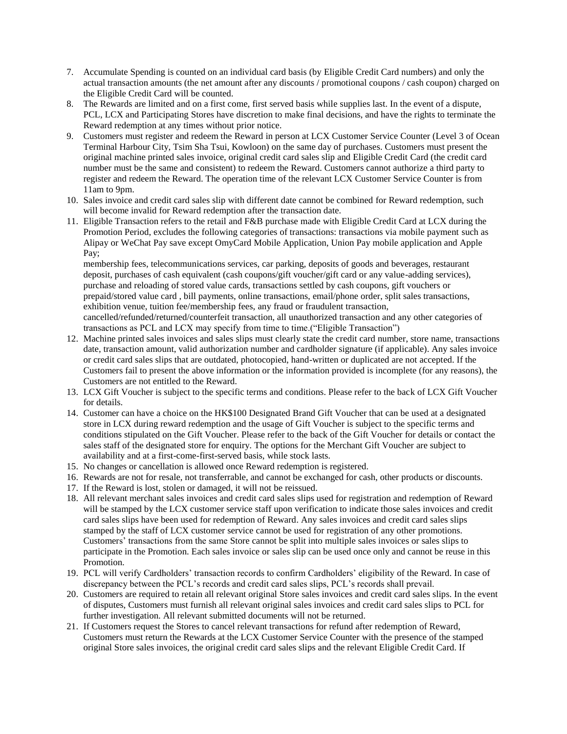7. Accumulate Spending is counted on an individual card basis (by Eligible Credit Card numbers) and only the actual transaction amounts (the net amount after any discounts / promotional coupons / cash coupon) charged on the Eligible Credit Card will be counted.
8. The Rewards are limited and on a first come, first served basis while supplies last. In the event of a dispute, PCL, LCX and Participating Stores have discretion to make final decisions, and have the rights to terminate the Reward redemption at any times without prior notice.
9. Customers must register and redeem the Reward in person at LCX Customer Service Counter (Level 3 of Ocean Terminal Harbour City, Tsim Sha Tsui, Kowloon) on the same day of purchases. Customers must present the original machine printed sales invoice, original credit card sales slip and Eligible Credit Card (the credit card number must be the same and consistent) to redeem the Reward. Customers cannot authorize a third party to register and redeem the Reward. The operation time of the relevant LCX Customer Service Counter is from 11am to 9pm.
10. Sales invoice and credit card sales slip with different date cannot be combined for Reward redemption, such will become invalid for Reward redemption after the transaction date.
11. Eligible Transaction refers to the retail and F&B purchase made with Eligible Credit Card at LCX during the Promotion Period, excludes the following categories of transactions: transactions via mobile payment such as Alipay or WeChat Pay save except OmyCard Mobile Application, Union Pay mobile application and Apple Pay;
    membership fees, telecommunications services, car parking, deposits of goods and beverages, restaurant deposit, purchases of cash equivalent (cash coupons/gift voucher/gift card or any value-adding services), purchase and reloading of stored value cards, transactions settled by cash coupons, gift vouchers or prepaid/stored value card , bill payments, online transactions, email/phone order, split sales transactions, exhibition venue, tuition fee/membership fees, any fraud or fraudulent transaction, cancelled/refunded/returned/counterfeit transaction, all unauthorized transaction and any other categories of transactions as PCL and LCX may specify from time to time.("Eligible Transaction")
12. Machine printed sales invoices and sales slips must clearly state the credit card number, store name, transactions date, transaction amount, valid authorization number and cardholder signature (if applicable). Any sales invoice or credit card sales slips that are outdated, photocopied, hand-written or duplicated are not accepted. If the Customers fail to present the above information or the information provided is incomplete (for any reasons), the Customers are not entitled to the Reward.
13. LCX Gift Voucher is subject to the specific terms and conditions. Please refer to the back of LCX Gift Voucher for details.
14. Customer can have a choice on the HK$100 Designated Brand Gift Voucher that can be used at a designated store in LCX during reward redemption and the usage of Gift Voucher is subject to the specific terms and conditions stipulated on the Gift Voucher. Please refer to the back of the Gift Voucher for details or contact the sales staff of the designated store for enquiry. The options for the Merchant Gift Voucher are subject to availability and at a first-come-first-served basis, while stock lasts.
15. No changes or cancellation is allowed once Reward redemption is registered.
16. Rewards are not for resale, not transferrable, and cannot be exchanged for cash, other products or discounts.
17. If the Reward is lost, stolen or damaged, it will not be reissued.
18. All relevant merchant sales invoices and credit card sales slips used for registration and redemption of Reward will be stamped by the LCX customer service staff upon verification to indicate those sales invoices and credit card sales slips have been used for redemption of Reward. Any sales invoices and credit card sales slips stamped by the staff of LCX customer service cannot be used for registration of any other promotions. Customers' transactions from the same Store cannot be split into multiple sales invoices or sales slips to participate in the Promotion. Each sales invoice or sales slip can be used once only and cannot be reuse in this Promotion.
19. PCL will verify Cardholders' transaction records to confirm Cardholders' eligibility of the Reward. In case of discrepancy between the PCL's records and credit card sales slips, PCL's records shall prevail.
20. Customers are required to retain all relevant original Store sales invoices and credit card sales slips. In the event of disputes, Customers must furnish all relevant original sales invoices and credit card sales slips to PCL for further investigation. All relevant submitted documents will not be returned.
21. If Customers request the Stores to cancel relevant transactions for refund after redemption of Reward, Customers must return the Rewards at the LCX Customer Service Counter with the presence of the stamped original Store sales invoices, the original credit card sales slips and the relevant Eligible Credit Card. If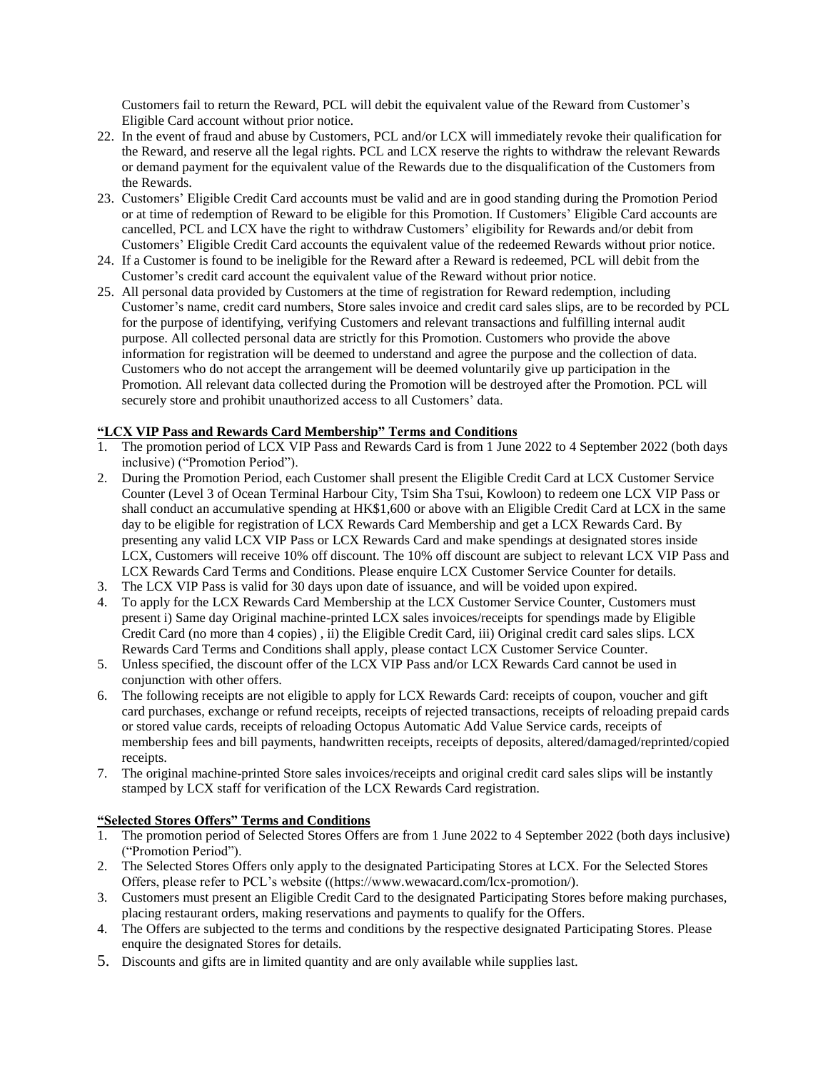Customers fail to return the Reward, PCL will debit the equivalent value of the Reward from Customer's Eligible Card account without prior notice.

22. In the event of fraud and abuse by Customers, PCL and/or LCX will immediately revoke their qualification for the Reward, and reserve all the legal rights. PCL and LCX reserve the rights to withdraw the relevant Rewards or demand payment for the equivalent value of the Rewards due to the disqualification of the Customers from the Rewards.
23. Customers' Eligible Credit Card accounts must be valid and are in good standing during the Promotion Period or at time of redemption of Reward to be eligible for this Promotion. If Customers' Eligible Card accounts are cancelled, PCL and LCX have the right to withdraw Customers' eligibility for Rewards and/or debit from Customers' Eligible Credit Card accounts the equivalent value of the redeemed Rewards without prior notice.
24. If a Customer is found to be ineligible for the Reward after a Reward is redeemed, PCL will debit from the Customer's credit card account the equivalent value of the Reward without prior notice.
25. All personal data provided by Customers at the time of registration for Reward redemption, including Customer's name, credit card numbers, Store sales invoice and credit card sales slips, are to be recorded by PCL for the purpose of identifying, verifying Customers and relevant transactions and fulfilling internal audit purpose. All collected personal data are strictly for this Promotion. Customers who provide the above information for registration will be deemed to understand and agree the purpose and the collection of data. Customers who do not accept the arrangement will be deemed voluntarily give up participation in the Promotion. All relevant data collected during the Promotion will be destroyed after the Promotion. PCL will securely store and prohibit unauthorized access to all Customers' data.

**"LCX VIP Pass and Rewards Card Membership" Terms and Conditions**

1. The promotion period of LCX VIP Pass and Rewards Card is from 1 June 2022 to 4 September 2022 (both days inclusive) ("Promotion Period").
2. During the Promotion Period, each Customer shall present the Eligible Credit Card at LCX Customer Service Counter (Level 3 of Ocean Terminal Harbour City, Tsim Sha Tsui, Kowloon) to redeem one LCX VIP Pass or shall conduct an accumulative spending at HK$1,600 or above with an Eligible Credit Card at LCX in the same day to be eligible for registration of LCX Rewards Card Membership and get a LCX Rewards Card. By presenting any valid LCX VIP Pass or LCX Rewards Card and make spendings at designated stores inside LCX, Customers will receive 10% off discount. The 10% off discount are subject to relevant LCX VIP Pass and LCX Rewards Card Terms and Conditions. Please enquire LCX Customer Service Counter for details.
3. The LCX VIP Pass is valid for 30 days upon date of issuance, and will be voided upon expired.
4. To apply for the LCX Rewards Card Membership at the LCX Customer Service Counter, Customers must present i) Same day Original machine-printed LCX sales invoices/receipts for spendings made by Eligible Credit Card (no more than 4 copies) , ii) the Eligible Credit Card, iii) Original credit card sales slips. LCX Rewards Card Terms and Conditions shall apply, please contact LCX Customer Service Counter.
5. Unless specified, the discount offer of the LCX VIP Pass and/or LCX Rewards Card cannot be used in conjunction with other offers.
6. The following receipts are not eligible to apply for LCX Rewards Card: receipts of coupon, voucher and gift card purchases, exchange or refund receipts, receipts of rejected transactions, receipts of reloading prepaid cards or stored value cards, receipts of reloading Octopus Automatic Add Value Service cards, receipts of membership fees and bill payments, handwritten receipts, receipts of deposits, altered/damaged/reprinted/copied receipts.
7. The original machine-printed Store sales invoices/receipts and original credit card sales slips will be instantly stamped by LCX staff for verification of the LCX Rewards Card registration.

**"Selected Stores Offers" Terms and Conditions**

1. The promotion period of Selected Stores Offers are from 1 June 2022 to 4 September 2022 (both days inclusive) ("Promotion Period").
2. The Selected Stores Offers only apply to the designated Participating Stores at LCX. For the Selected Stores Offers, please refer to PCL's website ((https://www.wewacard.com/lcx-promotion/).
3. Customers must present an Eligible Credit Card to the designated Participating Stores before making purchases, placing restaurant orders, making reservations and payments to qualify for the Offers.
4. The Offers are subjected to the terms and conditions by the respective designated Participating Stores. Please enquire the designated Stores for details.
5. Discounts and gifts are in limited quantity and are only available while supplies last.